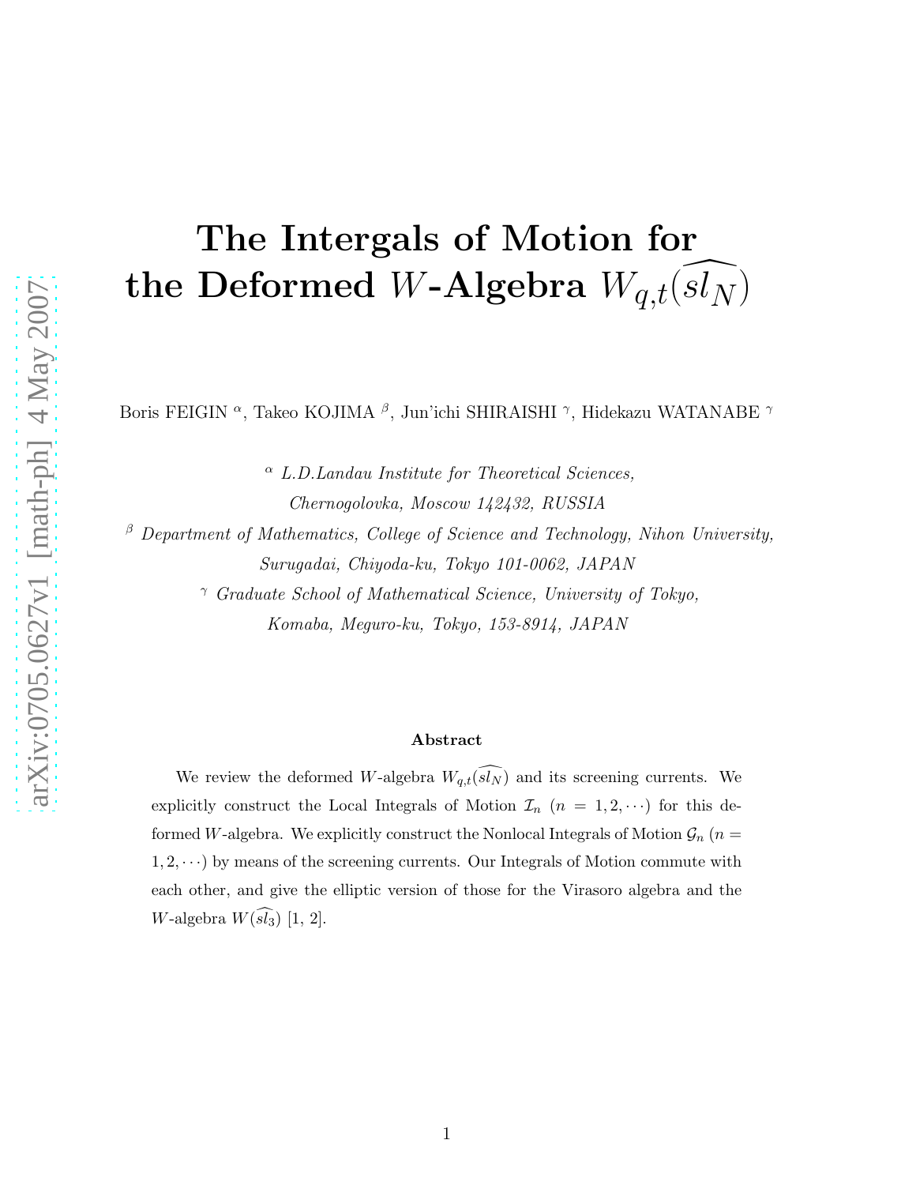# The Intergals of Motion for the Deformed $W$-Algebra $W_{q,t}(\widehat{sl_N})$

Boris FEIGIN [α], Takeo KOJIMA [β], Jun'ichi SHIRAISHI [γ], Hidekazu WATANABE [γ]

[α] *L.D.Landau Institute for Theoretical Sciences, Chernogolovka, Moscow 142432, RUSSIA*

[β] *Department of Mathematics, College of Science and Technology, Nihon University, Surugadai, Chiyoda-ku, Tokyo 101-0062, JAPAN*

[γ] *Graduate School of Mathematical Science, University of Tokyo, Komaba, Meguro-ku, Tokyo, 153-8914, JAPAN*

### Abstract

We review the deformed $W$-algebra $W_{q,t}(\widehat{sl_N})$ and its screening currents. We explicitly construct the Local Integrals of Motion $\mathcal{I}_n$ $(n = 1, 2, \cdots)$ for this deformed $W$-algebra. We explicitly construct the Nonlocal Integrals of Motion $\mathcal{G}_n$ $(n = 1, 2, \cdots)$ by means of the screening currents. Our Integrals of Motion commute with each other, and give the elliptic version of those for the Virasoro algebra and the $W$-algebra $W(\widehat{sl_3})$ [1, 2].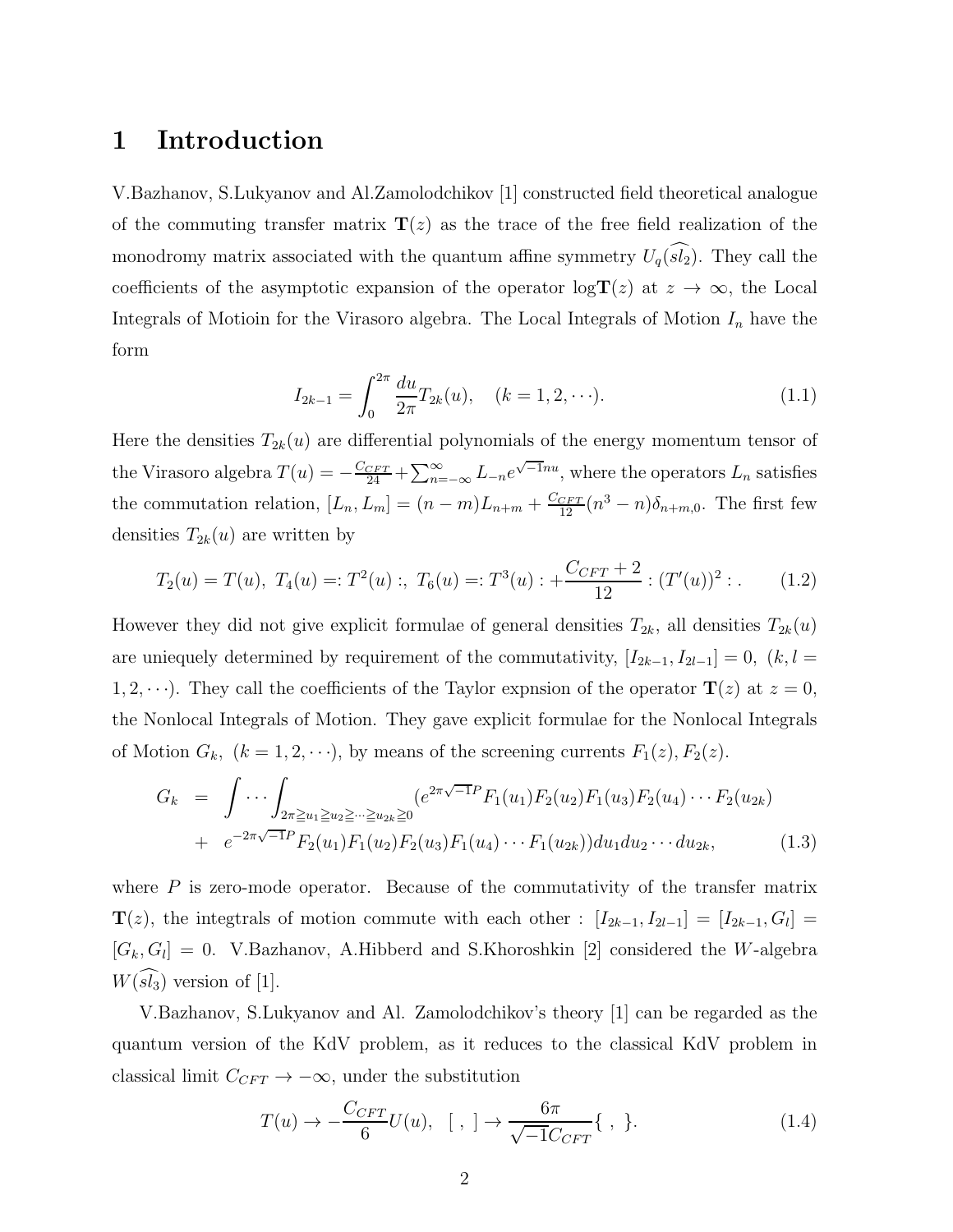# 1 Introduction

V.Bazhanov, S.Lukyanov and Al.Zamolodchikov [1] constructed field theoretical analogue of the commuting transfer matrix $\mathbf{T}(z)$ as the trace of the free field realization of the monodromy matrix associated with the quantum affine symmetry $U_q(\widehat{sl_2})$. They call the coefficients of the asymptotic expansion of the operator $\log\mathbf{T}(z)$ at $z \to \infty$, the Local Integrals of Motioin for the Virasoro algebra. The Local Integrals of Motion $I_n$ have the form

$$I_{2k-1} = \int_0^{2\pi} \frac{du}{2\pi} T_{2k}(u), \quad (k = 1, 2, \cdots). \tag{1.1}$$

Here the densities $T_{2k}(u)$ are differential polynomials of the energy momentum tensor of the Virasoro algebra $T(u) = -\frac{C_{CFT}}{24} + \sum_{n=-\infty}^{\infty} L_{-n} e^{\sqrt{-1}nu}$, where the operators $L_n$ satisfies the commutation relation, $[L_n, L_m] = (n-m)L_{n+m} + \frac{C_{CFT}}{12}(n^3 - n)\delta_{n+m,0}$. The first few densities $T_{2k}(u)$ are written by

$$T_2(u) = T(u),\ T_4(u) =: T^2(u) :,\ T_6(u) =: T^3(u) : + \frac{C_{CFT}+2}{12} : (T'(u))^2 : . \tag{1.2}$$

However they did not give explicit formulae of general densities $T_{2k}$, all densities $T_{2k}(u)$ are uniequely determined by requirement of the commutativity, $[I_{2k-1}, I_{2l-1}] = 0,\ (k, l = 1, 2, \cdots)$. They call the coefficients of the Taylor expnsion of the operator $\mathbf{T}(z)$ at $z = 0$, the Nonlocal Integrals of Motion. They gave explicit formulae for the Nonlocal Integrals of Motion $G_k,\ (k = 1, 2, \cdots)$, by means of the screening currents $F_1(z), F_2(z)$.

$$\begin{aligned} G_k &= \int \cdots \int_{2\pi \geqq u_1 \geqq u_2 \geqq \cdots \geqq u_{2k} \geqq 0} (e^{2\pi\sqrt{-1}P} F_1(u_1)F_2(u_2)F_1(u_3)F_2(u_4)\cdots F_2(u_{2k}) \\ &+ e^{-2\pi\sqrt{-1}P} F_2(u_1)F_1(u_2)F_2(u_3)F_1(u_4)\cdots F_1(u_{2k}))du_1 du_2 \cdots du_{2k}, \end{aligned} \tag{1.3}$$

where $P$ is zero-mode operator. Because of the commutativity of the transfer matrix $\mathbf{T}(z)$, the integtrals of motion commute with each other : $[I_{2k-1}, I_{2l-1}] = [I_{2k-1}, G_l] = [G_k, G_l] = 0$. V.Bazhanov, A.Hibberd and S.Khoroshkin [2] considered the $W$-algebra $W(\widehat{sl_3})$ version of [1].

V.Bazhanov, S.Lukyanov and Al. Zamolodchikov's theory [1] can be regarded as the quantum version of the KdV problem, as it reduces to the classical KdV problem in classical limit $C_{CFT} \to -\infty$, under the substitution

$$T(u) \to -\frac{C_{CFT}}{6} U(u),\quad [\ ,\ ] \to \frac{6\pi}{\sqrt{-1}C_{CFT}} \{\ ,\ \}. \tag{1.4}$$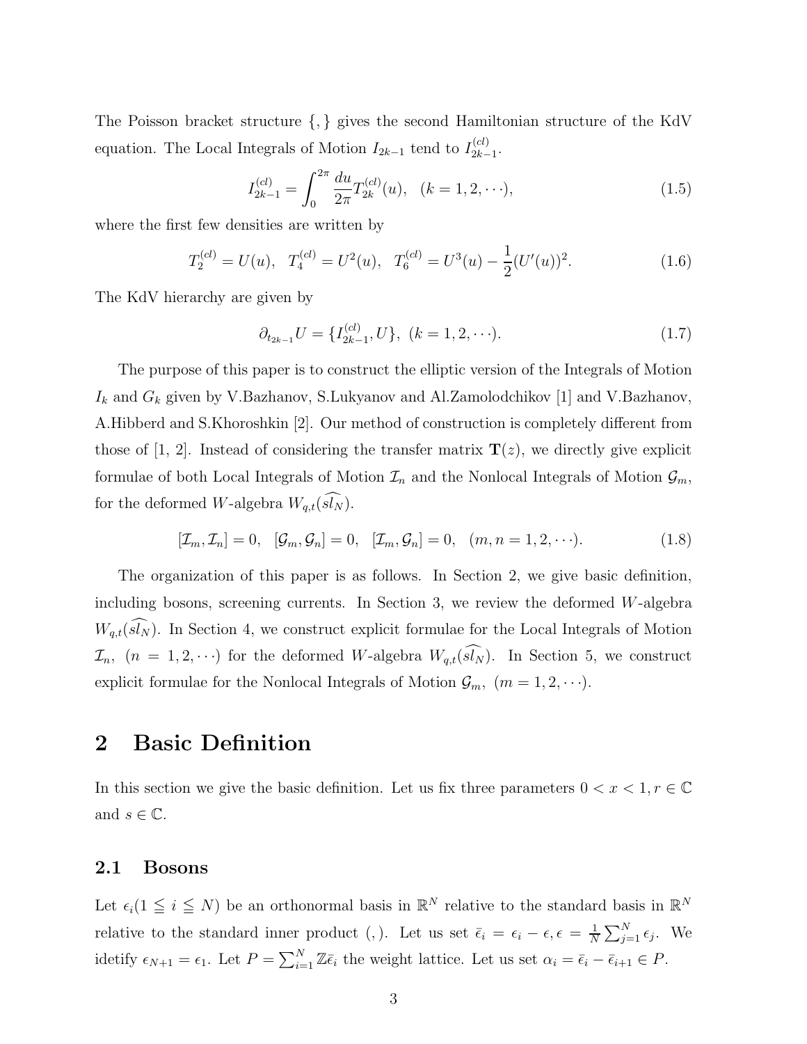The Poisson bracket structure $\{,\}$ gives the second Hamiltonian structure of the KdV equation. The Local Integrals of Motion $I_{2k-1}$ tend to $I_{2k-1}^{(cl)}$.

$$I_{2k-1}^{(cl)} = \int_0^{2\pi} \frac{du}{2\pi} T_{2k}^{(cl)}(u), \quad (k = 1, 2, \cdots), \tag{1.5}$$

where the first few densities are written by

$$T_2^{(cl)} = U(u), \quad T_4^{(cl)} = U^2(u), \quad T_6^{(cl)} = U^3(u) - \frac{1}{2}(U'(u))^2. \tag{1.6}$$

The KdV hierarchy are given by

$$\partial_{t_{2k-1}} U = \{I_{2k-1}^{(cl)}, U\}, \ (k = 1, 2, \cdots). \tag{1.7}$$

The purpose of this paper is to construct the elliptic version of the Integrals of Motion $I_k$ and $G_k$ given by V.Bazhanov, S.Lukyanov and Al.Zamolodchikov [1] and V.Bazhanov, A.Hibberd and S.Khoroshkin [2]. Our method of construction is completely different from those of [1, 2]. Instead of considering the transfer matrix $\mathbf{T}(z)$, we directly give explicit formulae of both Local Integrals of Motion $\mathcal{I}_n$ and the Nonlocal Integrals of Motion $\mathcal{G}_m$, for the deformed $W$-algebra $W_{q,t}(\widehat{sl_N})$.

$$[\mathcal{I}_m, \mathcal{I}_n] = 0, \quad [\mathcal{G}_m, \mathcal{G}_n] = 0, \quad [\mathcal{I}_m, \mathcal{G}_n] = 0, \quad (m, n = 1, 2, \cdots). \tag{1.8}$$

The organization of this paper is as follows. In Section 2, we give basic definition, including bosons, screening currents. In Section 3, we review the deformed $W$-algebra $W_{q,t}(\widehat{sl_N})$. In Section 4, we construct explicit formulae for the Local Integrals of Motion $\mathcal{I}_n$, $(n = 1, 2, \cdots)$ for the deformed $W$-algebra $W_{q,t}(\widehat{sl_N})$. In Section 5, we construct explicit formulae for the Nonlocal Integrals of Motion $\mathcal{G}_m$, $(m = 1, 2, \cdots)$.

# 2 Basic Definition

In this section we give the basic definition. Let us fix three parameters $0 < x < 1, r \in \mathbb{C}$ and $s \in \mathbb{C}$.

## 2.1 Bosons

Let $\epsilon_i (1 \leqq i \leqq N)$ be an orthonormal basis in $\mathbb{R}^N$ relative to the standard basis in $\mathbb{R}^N$ relative to the standard inner product $(,)$. Let us set $\bar{\epsilon}_i = \epsilon_i - \epsilon, \epsilon = \frac{1}{N}\sum_{j=1}^N \epsilon_j$. We idetify $\epsilon_{N+1} = \epsilon_1$. Let $P = \sum_{i=1}^N \mathbb{Z}\bar{\epsilon}_i$ the weight lattice. Let us set $\alpha_i = \bar{\epsilon}_i - \bar{\epsilon}_{i+1} \in P$.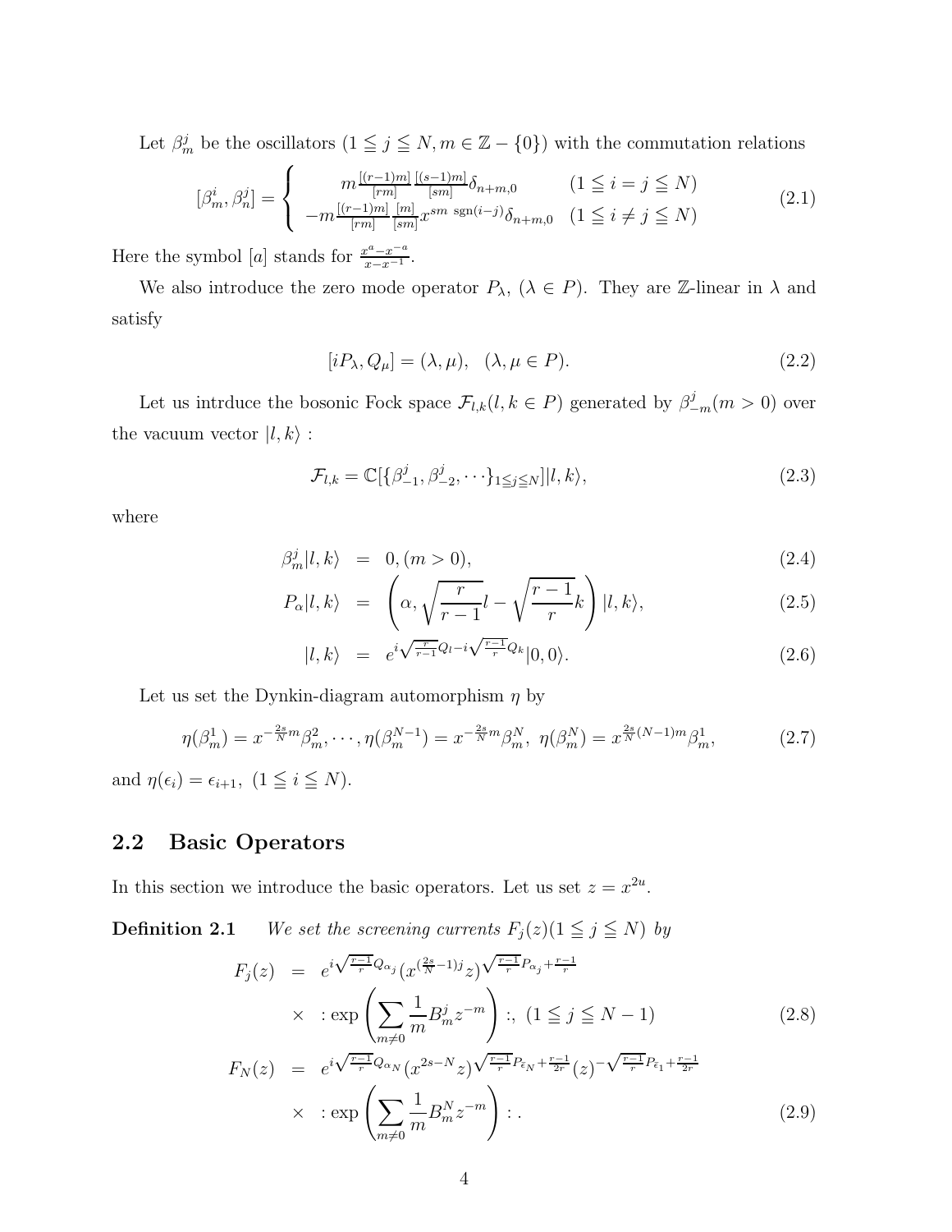Let $\beta^j_m$ be the oscillators $(1 \leqq j \leqq N, m \in \mathbb{Z} - \{0\})$ with the commutation relations

$$
[\beta^i_m, \beta^j_n] = \left\{ \begin{array}{ll} m\frac{[(r-1)m]}{[rm]}\frac{[(s-1)m]}{[sm]}\delta_{n+m,0} & (1 \leqq i = j \leqq N) \\ -m\frac{[(r-1)m]}{[rm]}\frac{[m]}{[sm]}x^{sm\ \mathrm{sgn}(i-j)}\delta_{n+m,0} & (1 \leqq i \neq j \leqq N) \end{array} \right. \tag{2.1}
$$

Here the symbol $[a]$ stands for $\frac{x^a - x^{-a}}{x - x^{-1}}$.

We also introduce the zero mode operator $P_\lambda$, $(\lambda \in P)$. They are $\mathbb{Z}$-linear in $\lambda$ and satisfy

$$
[iP_\lambda, Q_\mu] = (\lambda, \mu), \quad (\lambda, \mu \in P). \tag{2.2}
$$

Let us intrduce the bosonic Fock space $\mathcal{F}_{l,k}(l, k \in P)$ generated by $\beta^j_{-m}(m > 0)$ over the vacuum vector $|l, k\rangle$ :

$$
\mathcal{F}_{l,k} = \mathbb{C}[\{\beta^j_{-1}, \beta^j_{-2}, \cdots\}_{1 \leqq j \leqq N}]|l, k\rangle, \tag{2.3}
$$

where

$$
\beta^j_m|l, k\rangle \;=\; 0, (m > 0), \tag{2.4}
$$

$$
P_\alpha|l, k\rangle \;=\; \left(\alpha, \sqrt{\frac{r}{r-1}}l - \sqrt{\frac{r-1}{r}}k\right)|l, k\rangle, \tag{2.5}
$$

$$
|l, k\rangle \;=\; e^{i\sqrt{\frac{r}{r-1}}Q_l - i\sqrt{\frac{r-1}{r}}Q_k}|0, 0\rangle. \tag{2.6}
$$

Let us set the Dynkin-diagram automorphism $\eta$ by

$$
\eta(\beta^1_m) = x^{-\frac{2s}{N}m}\beta^2_m, \cdots, \eta(\beta^{N-1}_m) = x^{-\frac{2s}{N}m}\beta^N_m,\ \eta(\beta^N_m) = x^{\frac{2s}{N}(N-1)m}\beta^1_m, \tag{2.7}
$$

and $\eta(\epsilon_i) = \epsilon_{i+1},\ (1 \leqq i \leqq N)$.

## 2.2 Basic Operators

In this section we introduce the basic operators. Let us set $z = x^{2u}$.

**Definition 2.1** *We set the screening currents $F_j(z)(1 \leqq j \leqq N)$ by*

$$
\begin{aligned}
F_j(z) \;&=\; e^{i\sqrt{\frac{r-1}{r}}Q_{\alpha_j}}(x^{(\frac{2s}{N}-1)j}z)^{\sqrt{\frac{r-1}{r}}P_{\alpha_j} + \frac{r-1}{r}} \\
&\times \;:\exp\left(\sum_{m \neq 0}\frac{1}{m}B^j_m z^{-m}\right):,\ (1 \leqq j \leqq N-1)
\end{aligned} \tag{2.8}
$$

$$
\begin{aligned}
F_N(z) \;&=\; e^{i\sqrt{\frac{r-1}{r}}Q_{\alpha_N}}(x^{2s-N}z)^{\sqrt{\frac{r-1}{r}}P_{\bar{\epsilon}_N} + \frac{r-1}{2r}}(z)^{-\sqrt{\frac{r-1}{r}}P_{\bar{\epsilon}_1} + \frac{r-1}{2r}} \\
&\times \;:\exp\left(\sum_{m \neq 0}\frac{1}{m}B^N_m z^{-m}\right):.
\end{aligned} \tag{2.9}
$$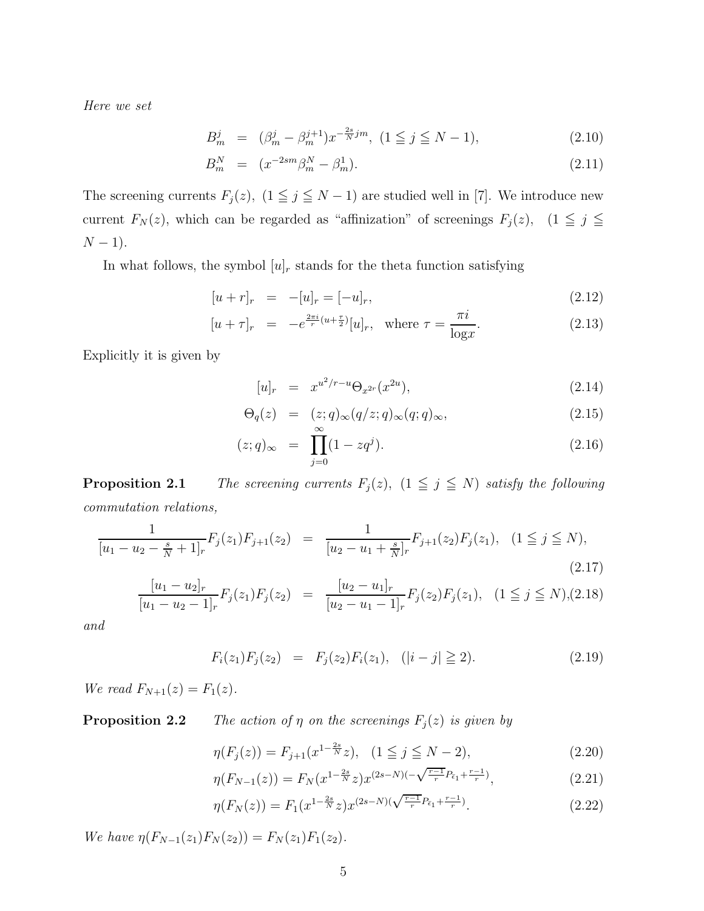*Here we set*

$$B^j_m = (\beta^j_m - \beta^{j+1}_m) x^{-\frac{2s}{N}jm}, \ (1 \leqq j \leqq N-1), \tag{2.10}$$

$$B^N_m = (x^{-2sm}\beta^N_m - \beta^1_m). \tag{2.11}$$

The screening currents $F_j(z), \ (1 \leqq j \leqq N-1)$ are studied well in [7]. We introduce new current $F_N(z)$, which can be regarded as "affinization" of screenings $F_j(z), \ \ (1 \leqq j \leqq N-1)$.

In what follows, the symbol $[u]_r$ stands for the theta function satisfying

$$[u+r]_r = -[u]_r = [-u]_r, \tag{2.12}$$

$$[u+\tau]_r = -e^{\frac{2\pi i}{r}(u+\frac{\tau}{2})}[u]_r, \quad \text{where } \tau = \frac{\pi i}{\log x}. \tag{2.13}$$

Explicitly it is given by

$$[u]_r = x^{u^2/r - u}\Theta_{x^{2r}}(x^{2u}), \tag{2.14}$$

$$\Theta_q(z) = (z;q)_\infty (q/z;q)_\infty (q;q)_\infty, \tag{2.15}$$

$$(z;q)_\infty = \prod_{j=0}^{\infty}(1 - zq^j). \tag{2.16}$$

**Proposition 2.1** *The screening currents $F_j(z), \ (1 \leqq j \leqq N)$ satisfy the following commutation relations,*

$$\frac{1}{[u_1 - u_2 - \frac{s}{N} + 1]_r} F_j(z_1) F_{j+1}(z_2) = \frac{1}{[u_2 - u_1 + \frac{s}{N}]_r} F_{j+1}(z_2) F_j(z_1), \quad (1 \leqq j \leqq N), \tag{2.17}$$

$$\frac{[u_1 - u_2]_r}{[u_1 - u_2 - 1]_r} F_j(z_1) F_j(z_2) = \frac{[u_2 - u_1]_r}{[u_2 - u_1 - 1]_r} F_j(z_2) F_j(z_1), \quad (1 \leqq j \leqq N), \tag{2.18}$$

*and*

$$F_i(z_1) F_j(z_2) = F_j(z_2) F_i(z_1), \quad (|i - j| \geqq 2). \tag{2.19}$$

*We read $F_{N+1}(z) = F_1(z)$.*

**Proposition 2.2** *The action of $\eta$ on the screenings $F_j(z)$ is given by*

$$\eta(F_j(z)) = F_{j+1}(x^{1-\frac{2s}{N}}z), \quad (1 \leqq j \leqq N-2), \tag{2.20}$$

$$\eta(F_{N-1}(z)) = F_N(x^{1-\frac{2s}{N}}z) x^{(2s-N)(-\sqrt{\frac{r-1}{r}}P_{\bar{\epsilon}_1} + \frac{r-1}{r})}, \tag{2.21}$$

$$\eta(F_N(z)) = F_1(x^{1-\frac{2s}{N}}z) x^{(2s-N)(\sqrt{\frac{r-1}{r}}P_{\bar{\epsilon}_1} + \frac{r-1}{r})}. \tag{2.22}$$

*We have $\eta(F_{N-1}(z_1)F_N(z_2)) = F_N(z_1)F_1(z_2)$.*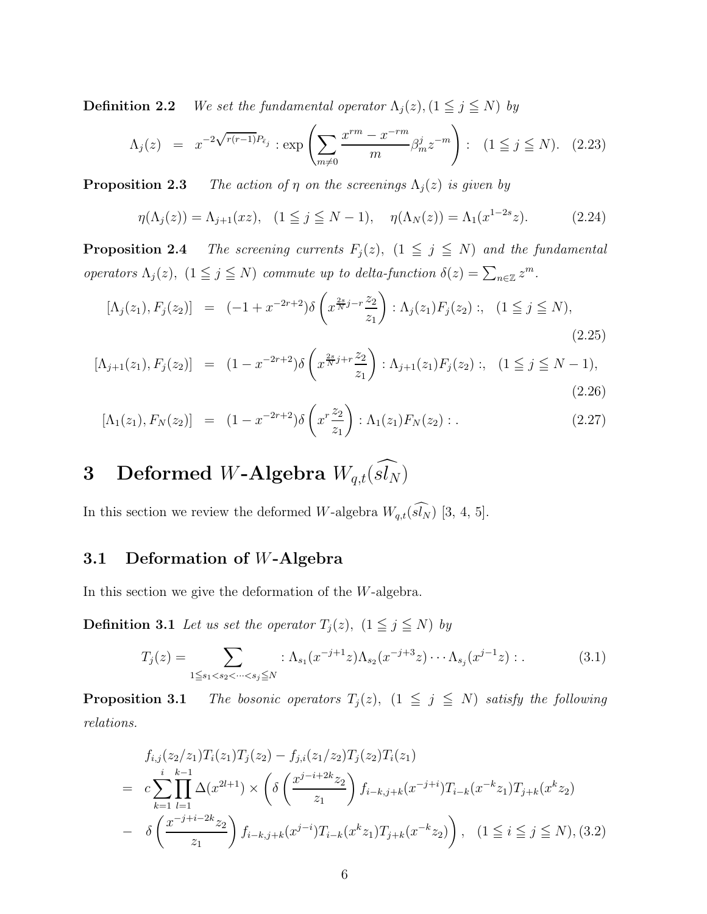**Definition 2.2** *We set the fundamental operator $\Lambda_j(z), (1 \leqq j \leqq N)$ by*

$$\Lambda_j(z) = x^{-2\sqrt{r(r-1)}P_{\bar{\epsilon}_j}} : \exp\left(\sum_{m \neq 0} \frac{x^{rm} - x^{-rm}}{m} \beta_m^j z^{-m}\right) : \quad (1 \leqq j \leqq N). \quad (2.23)$$

**Proposition 2.3** *The action of $\eta$ on the screenings $\Lambda_j(z)$ is given by*

$$\eta(\Lambda_j(z)) = \Lambda_{j+1}(xz), \quad (1 \leqq j \leqq N-1), \quad \eta(\Lambda_N(z)) = \Lambda_1(x^{1-2s}z). \quad (2.24)$$

**Proposition 2.4** *The screening currents $F_j(z)$, $(1 \leqq j \leqq N)$ and the fundamental operators $\Lambda_j(z)$, $(1 \leqq j \leqq N)$ commute up to delta-function $\delta(z) = \sum_{n \in \mathbb{Z}} z^m$.*

$$[\Lambda_j(z_1), F_j(z_2)] = (-1 + x^{-2r+2})\delta\left(x^{\frac{2s}{N}j - r}\frac{z_2}{z_1}\right) : \Lambda_j(z_1)F_j(z_2) :, \quad (1 \leqq j \leqq N), \quad (2.25)$$

$$[\Lambda_{j+1}(z_1), F_j(z_2)] = (1 - x^{-2r+2})\delta\left(x^{\frac{2s}{N}j + r}\frac{z_2}{z_1}\right) : \Lambda_{j+1}(z_1)F_j(z_2) :, \quad (1 \leqq j \leqq N-1), \quad (2.26)$$

$$[\Lambda_1(z_1), F_N(z_2)] = (1 - x^{-2r+2})\delta\left(x^{r}\frac{z_2}{z_1}\right) : \Lambda_1(z_1)F_N(z_2) : . \quad (2.27)$$

# 3 Deformed $W$-Algebra $W_{q,t}(\widehat{sl_N})$

In this section we review the deformed $W$-algebra $W_{q,t}(\widehat{sl_N})$ [3, 4, 5].

## 3.1 Deformation of $W$-Algebra

In this section we give the deformation of the $W$-algebra.

**Definition 3.1** *Let us set the operator $T_j(z)$, $(1 \leqq j \leqq N)$ by*

$$T_j(z) = \sum_{1 \leqq s_1 < s_2 < \cdots < s_j \leqq N} : \Lambda_{s_1}(x^{-j+1}z)\Lambda_{s_2}(x^{-j+3}z) \cdots \Lambda_{s_j}(x^{j-1}z) : . \quad (3.1)$$

**Proposition 3.1** *The bosonic operators $T_j(z)$, $(1 \leqq j \leqq N)$ satisfy the following relations.*

$$\begin{aligned}
& f_{i,j}(z_2/z_1)T_i(z_1)T_j(z_2) - f_{j,i}(z_1/z_2)T_j(z_2)T_i(z_1) \\
= \; & c\sum_{k=1}^{i}\prod_{l=1}^{k-1}\Delta(x^{2l+1}) \times \left(\delta\left(\frac{x^{-j-i+2k}z_2}{z_1}\right) f_{i-k,j+k}(x^{-j+i})T_{i-k}(x^{-k}z_1)T_{j+k}(x^{k}z_2)\right. \\
- \; & \left.\delta\left(\frac{x^{-j+i-2k}z_2}{z_1}\right) f_{i-k,j+k}(x^{j-i})T_{i-k}(x^{k}z_1)T_{j+k}(x^{-k}z_2)\right), \quad (1 \leqq i \leqq j \leqq N), (3.2)
\end{aligned}$$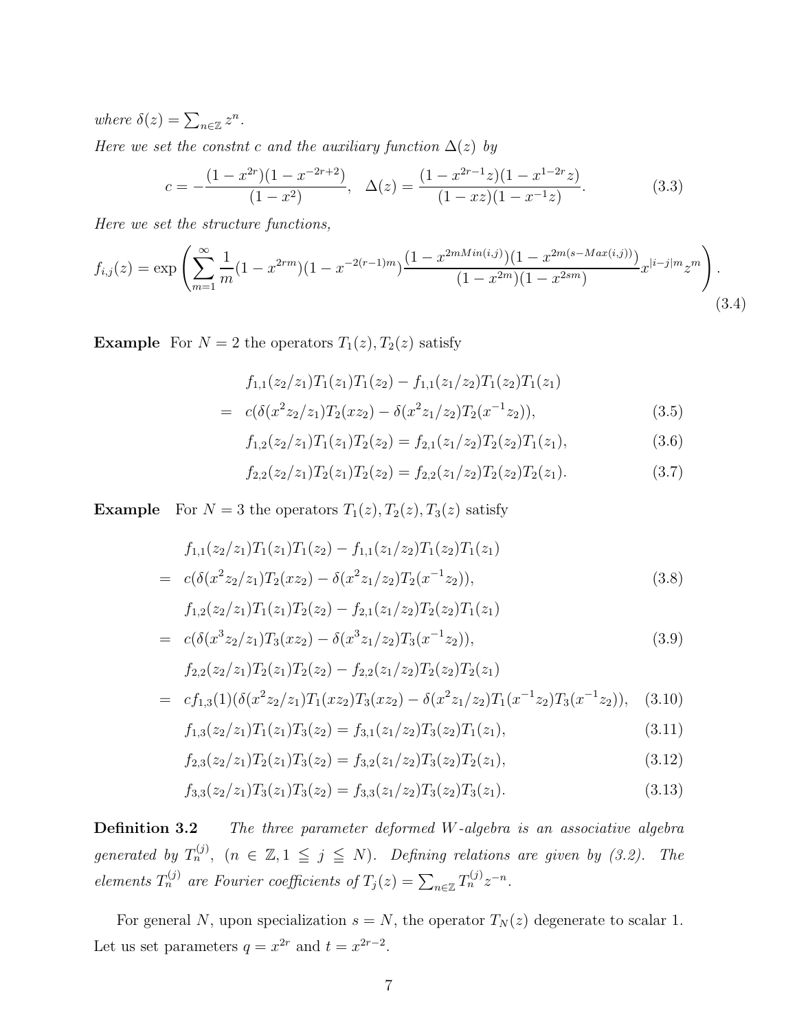*where* $\delta(z)=\sum_{n\in\mathbb{Z}}z^n$.

*Here we set the constnt c and the auxiliary function* $\Delta(z)$ *by*

$$c=-\frac{(1-x^{2r})(1-x^{-2r+2})}{(1-x^2)},\quad \Delta(z)=\frac{(1-x^{2r-1}z)(1-x^{1-2r}z)}{(1-xz)(1-x^{-1}z)}. \tag{3.3}$$

*Here we set the structure functions,*

$$f_{i,j}(z)=\exp\left(\sum_{m=1}^{\infty}\frac{1}{m}(1-x^{2rm})(1-x^{-2(r-1)m})\frac{(1-x^{2mMin(i,j)})(1-x^{2m(s-Max(i,j))})}{(1-x^{2m})(1-x^{2sm})}x^{|i-j|m}z^m\right). \tag{3.4}$$

**Example** For $N=2$ the operators $T_1(z),T_2(z)$ satisfy

$$\begin{aligned}
&f_{1,1}(z_2/z_1)T_1(z_1)T_1(z_2)-f_{1,1}(z_1/z_2)T_1(z_2)T_1(z_1)\\
&= c(\delta(x^2z_2/z_1)T_2(xz_2)-\delta(x^2z_1/z_2)T_2(x^{-1}z_2)), \qquad (3.5)\\
&f_{1,2}(z_2/z_1)T_1(z_1)T_2(z_2)=f_{2,1}(z_1/z_2)T_2(z_2)T_1(z_1), \qquad (3.6)\\
&f_{2,2}(z_2/z_1)T_2(z_1)T_2(z_2)=f_{2,2}(z_1/z_2)T_2(z_2)T_2(z_1). \qquad (3.7)
\end{aligned}$$

**Example** For $N=3$ the operators $T_1(z),T_2(z),T_3(z)$ satisfy

$$\begin{aligned}
&f_{1,1}(z_2/z_1)T_1(z_1)T_1(z_2)-f_{1,1}(z_1/z_2)T_1(z_2)T_1(z_1)\\
&= c(\delta(x^2z_2/z_1)T_2(xz_2)-\delta(x^2z_1/z_2)T_2(x^{-1}z_2)), \qquad (3.8)\\
&f_{1,2}(z_2/z_1)T_1(z_1)T_2(z_2)-f_{2,1}(z_1/z_2)T_2(z_2)T_1(z_1)\\
&= c(\delta(x^3z_2/z_1)T_3(xz_2)-\delta(x^3z_1/z_2)T_3(x^{-1}z_2)), \qquad (3.9)\\
&f_{2,2}(z_2/z_1)T_2(z_1)T_2(z_2)-f_{2,2}(z_1/z_2)T_2(z_2)T_2(z_1)\\
&= cf_{1,3}(1)(\delta(x^2z_2/z_1)T_1(xz_2)T_3(xz_2)-\delta(x^2z_1/z_2)T_1(x^{-1}z_2)T_3(x^{-1}z_2)), \qquad (3.10)\\
&f_{1,3}(z_2/z_1)T_1(z_1)T_3(z_2)=f_{3,1}(z_1/z_2)T_3(z_2)T_1(z_1), \qquad (3.11)\\
&f_{2,3}(z_2/z_1)T_2(z_1)T_3(z_2)=f_{3,2}(z_1/z_2)T_3(z_2)T_2(z_1), \qquad (3.12)\\
&f_{3,3}(z_2/z_1)T_3(z_1)T_3(z_2)=f_{3,3}(z_1/z_2)T_3(z_2)T_3(z_1). \qquad (3.13)
\end{aligned}$$

**Definition 3.2** *The three parameter deformed W-algebra is an associative algebra generated by* $T_n^{(j)}$, $(n\in\mathbb{Z},1\leqq j\leqq N)$. *Defining relations are given by (3.2). The elements* $T_n^{(j)}$ *are Fourier coefficients of* $T_j(z)=\sum_{n\in\mathbb{Z}}T_n^{(j)}z^{-n}$.

For general $N$, upon specialization $s=N$, the operator $T_N(z)$ degenerate to scalar 1. Let us set parameters $q=x^{2r}$ and $t=x^{2r-2}$.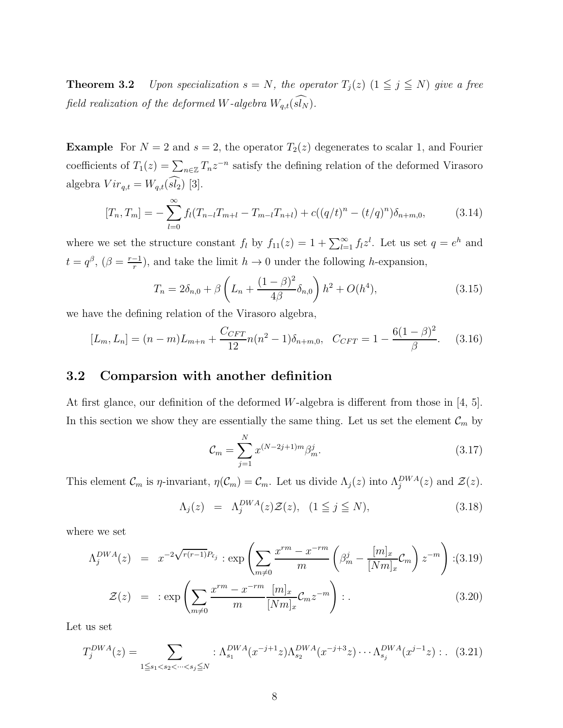**Theorem 3.2** *Upon specialization $s = N$, the operator $T_j(z)$ $(1 \leqq j \leqq N)$ give a free field realization of the deformed $W$-algebra $W_{q,t}(\widehat{sl_N})$.*

**Example** For $N = 2$ and $s = 2$, the operator $T_2(z)$ degenerates to scalar 1, and Fourier coefficients of $T_1(z) = \sum_{n \in \mathbb{Z}} T_n z^{-n}$ satisfy the defining relation of the deformed Virasoro algebra $Vir_{q,t} = W_{q,t}(\widehat{sl_2})$ [3].

$$[T_n, T_m] = -\sum_{l=0}^{\infty} f_l (T_{n-l}T_{m+l} - T_{m-l}T_{n+l}) + c((q/t)^n - (t/q)^n)\delta_{n+m,0}, \tag{3.14}$$

where we set the structure constant $f_l$ by $f_{11}(z) = 1 + \sum_{l=1}^{\infty} f_l z^l$. Let us set $q = e^h$ and $t = q^\beta$, $(\beta = \frac{r-1}{r})$, and take the limit $h \to 0$ under the following $h$-expansion,

$$T_n = 2\delta_{n,0} + \beta \left( L_n + \frac{(1-\beta)^2}{4\beta}\delta_{n,0} \right) h^2 + O(h^4), \tag{3.15}$$

we have the defining relation of the Virasoro algebra,

$$[L_m, L_n] = (n-m)L_{m+n} + \frac{C_{CFT}}{12} n(n^2-1)\delta_{n+m,0}, \quad C_{CFT} = 1 - \frac{6(1-\beta)^2}{\beta}. \tag{3.16}$$

## 3.2 Comparsion with another definition

At first glance, our definition of the deformed $W$-algebra is different from those in [4, 5]. In this section we show they are essentially the same thing. Let us set the element $\mathcal{C}_m$ by

$$\mathcal{C}_m = \sum_{j=1}^{N} x^{(N-2j+1)m} \beta_m^j. \tag{3.17}$$

This element $\mathcal{C}_m$ is $\eta$-invariant, $\eta(\mathcal{C}_m) = \mathcal{C}_m$. Let us divide $\Lambda_j(z)$ into $\Lambda_j^{DWA}(z)$ and $\mathcal{Z}(z)$.

$$\Lambda_j(z) = \Lambda_j^{DWA}(z)\mathcal{Z}(z), \quad (1 \leqq j \leqq N), \tag{3.18}$$

where we set

$$\Lambda_j^{DWA}(z) = x^{-2\sqrt{r(r-1)}P_{\bar{\epsilon}_j}} : \exp\left( \sum_{m \neq 0} \frac{x^{rm} - x^{-rm}}{m} \left( \beta_m^j - \frac{[m]_x}{[Nm]_x}\mathcal{C}_m \right) z^{-m} \right) : \tag{3.19}$$

$$\mathcal{Z}(z) = : \exp\left( \sum_{m \neq 0} \frac{x^{rm} - x^{-rm}}{m} \frac{[m]_x}{[Nm]_x}\mathcal{C}_m z^{-m} \right) : . \tag{3.20}$$

Let us set

$$T_j^{DWA}(z) = \sum_{1 \leqq s_1 < s_2 < \cdots < s_j \leqq N} : \Lambda_{s_1}^{DWA}(x^{-j+1}z)\Lambda_{s_2}^{DWA}(x^{-j+3}z) \cdots \Lambda_{s_j}^{DWA}(x^{j-1}z) : . \tag{3.21}$$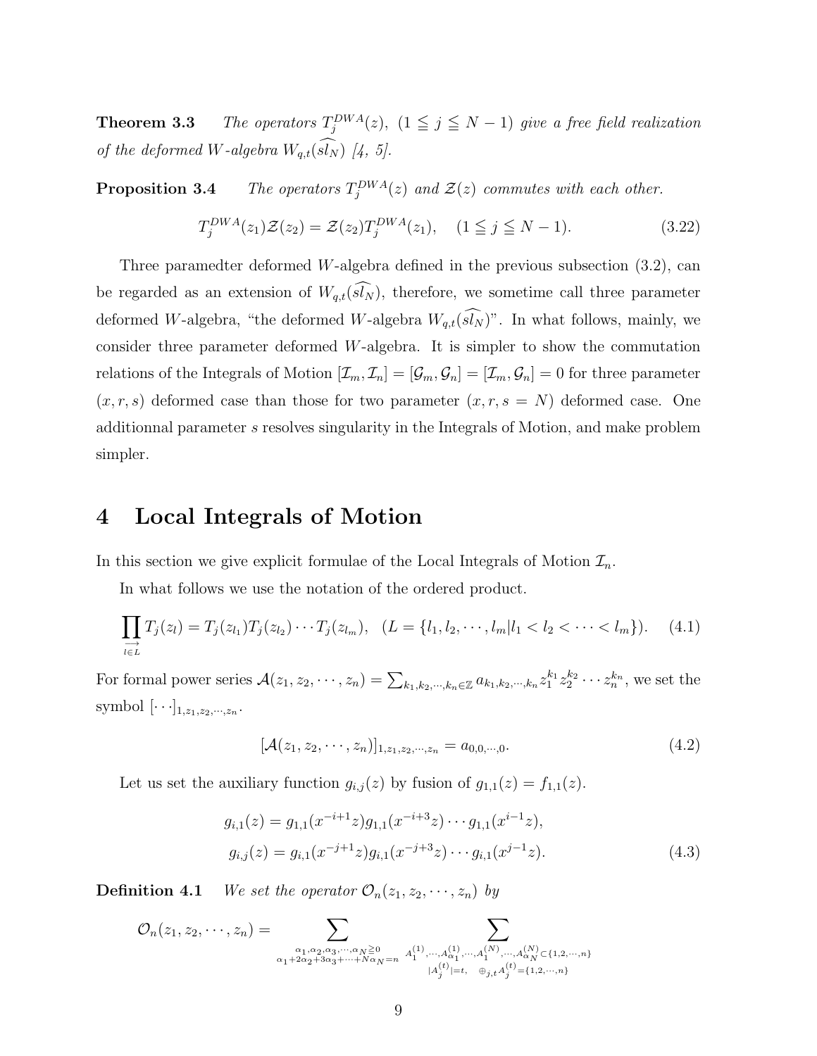**Theorem 3.3** *The operators $T_j^{DWA}(z)$, $(1 \leqq j \leqq N-1)$ give a free field realization of the deformed $W$-algebra $W_{q,t}(\widehat{sl_N})$ [4, 5].*

**Proposition 3.4** *The operators $T_j^{DWA}(z)$ and $\mathcal{Z}(z)$ commutes with each other.*

$$T_j^{DWA}(z_1)\mathcal{Z}(z_2) = \mathcal{Z}(z_2)T_j^{DWA}(z_1), \quad (1 \leqq j \leqq N-1). \tag{3.22}$$

Three paramedter deformed $W$-algebra defined in the previous subsection (3.2), can be regarded as an extension of $W_{q,t}(\widehat{sl_N})$, therefore, we sometime call three parameter deformed $W$-algebra, "the deformed $W$-algebra $W_{q,t}(\widehat{sl_N})$". In what follows, mainly, we consider three parameter deformed $W$-algebra. It is simpler to show the commutation relations of the Integrals of Motion $[\mathcal{I}_m, \mathcal{I}_n] = [\mathcal{G}_m, \mathcal{G}_n] = [\mathcal{I}_m, \mathcal{G}_n] = 0$ for three parameter $(x, r, s)$ deformed case than those for two parameter $(x, r, s = N)$ deformed case. One additionnal parameter $s$ resolves singularity in the Integrals of Motion, and make problem simpler.

# 4 Local Integrals of Motion

In this section we give explicit formulae of the Local Integrals of Motion $\mathcal{I}_n$.

In what follows we use the notation of the ordered product.

$$\prod_{\overrightarrow{l \in L}} T_j(z_l) = T_j(z_{l_1})T_j(z_{l_2}) \cdots T_j(z_{l_m}), \quad (L = \{l_1, l_2, \cdots, l_m | l_1 < l_2 < \cdots < l_m\}). \tag{4.1}$$

For formal power series $\mathcal{A}(z_1, z_2, \cdots, z_n) = \sum_{k_1, k_2, \cdots, k_n \in \mathbb{Z}} a_{k_1, k_2, \cdots, k_n} z_1^{k_1} z_2^{k_2} \cdots z_n^{k_n}$, we set the symbol $[\cdots]_{1, z_1, z_2, \cdots, z_n}$.

$$[\mathcal{A}(z_1, z_2, \cdots, z_n)]_{1, z_1, z_2, \cdots, z_n} = a_{0,0,\cdots,0}. \tag{4.2}$$

Let us set the auxiliary function $g_{i,j}(z)$ by fusion of $g_{1,1}(z) = f_{1,1}(z)$.

$$\begin{aligned} g_{i,1}(z) &= g_{1,1}(x^{-i+1}z)g_{1,1}(x^{-i+3}z) \cdots g_{1,1}(x^{i-1}z), \\ g_{i,j}(z) &= g_{i,1}(x^{-j+1}z)g_{i,1}(x^{-j+3}z) \cdots g_{i,1}(x^{j-1}z). \end{aligned} \tag{4.3}$$

**Definition 4.1** *We set the operator $\mathcal{O}_n(z_1, z_2, \cdots, z_n)$ by*

$$\mathcal{O}_n(z_1, z_2, \cdots, z_n) = \sum_{\substack{\alpha_1, \alpha_2, \alpha_3, \cdots, \alpha_N \geqq 0 \\ \alpha_1 + 2\alpha_2 + 3\alpha_3 + \cdots + N\alpha_N = n}} \sum_{\substack{A_1^{(1)}, \cdots, A_{\alpha_1}^{(1)}, \cdots, A_1^{(N)}, \cdots, A_{\alpha_N}^{(N)} \subset \{1, 2, \cdots, n\} \\ |A_j^{(t)}| = t, \quad \oplus_{j,t} A_j^{(t)} = \{1, 2, \cdots, n\}}}$$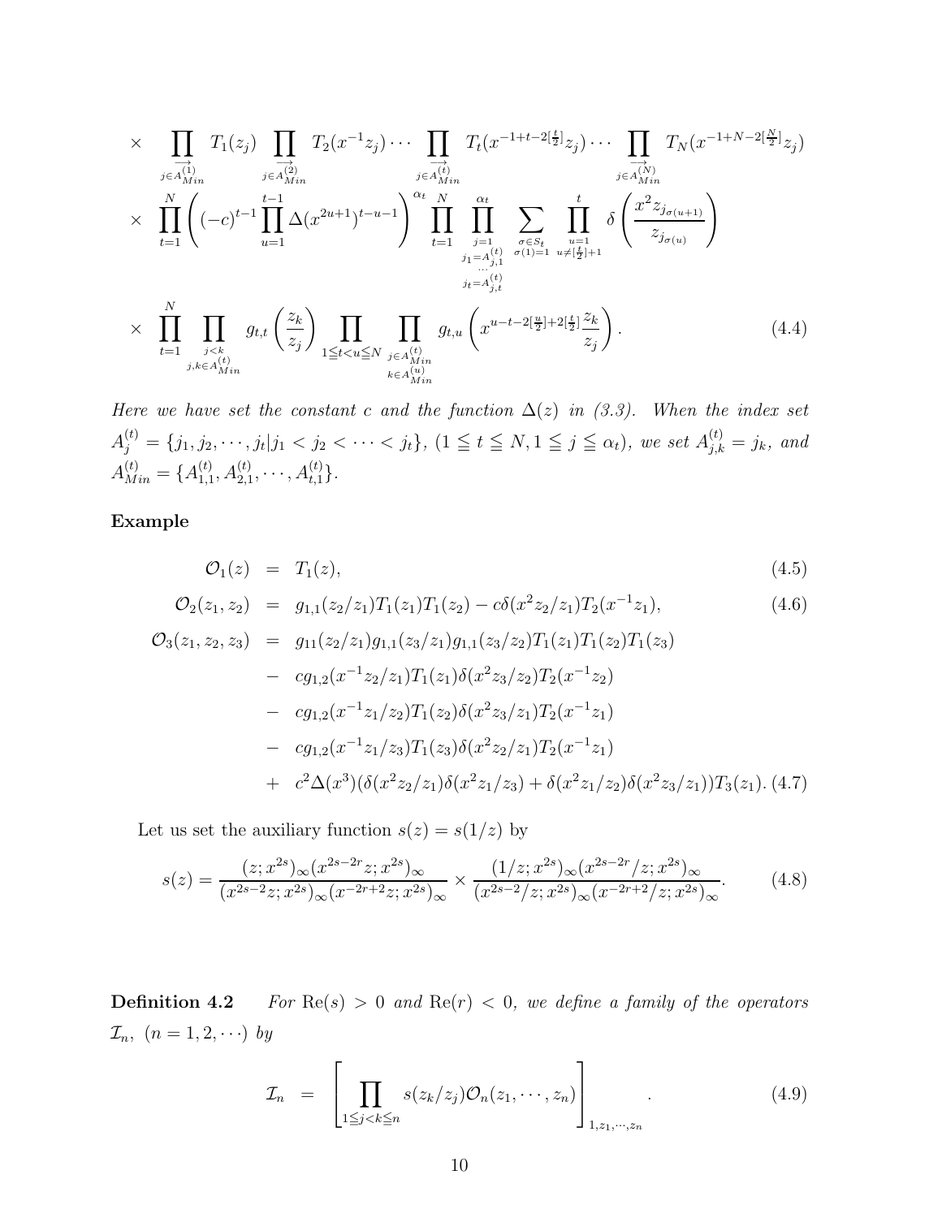$$
\begin{aligned}
\times & \prod_{\overrightarrow{j \in A^{(1)}_{Min}}} T_1(z_j) \prod_{\overrightarrow{j \in A^{(2)}_{Min}}} T_2(x^{-1}z_j) \cdots \prod_{\overrightarrow{j \in A^{(t)}_{Min}}} T_t(x^{-1+t-2[\frac{t}{2}]}z_j) \cdots \prod_{\overrightarrow{j \in A^{(N)}_{Min}}} T_N(x^{-1+N-2[\frac{N}{2}]}z_j) \\
\times & \prod_{t=1}^{N} \left( (-c)^{t-1} \prod_{u=1}^{t-1} \Delta(x^{2u+1})^{t-u-1} \right)^{\alpha_t} \prod_{t=1}^{N} \prod_{\substack{j=1 \\ j_1 = A^{(t)}_{j,1} \\ \cdots \\ j_t = A^{(t)}_{j,t}}}^{\alpha_t} \sum_{\substack{\sigma \in S_t \\ \sigma(1)=1}} \prod_{\substack{u=1 \\ u \neq [\frac{t}{2}]+1}}^{t} \delta\left( \frac{x^2 z_{j_{\sigma(u+1)}}}{z_{j_{\sigma(u)}}} \right) \\
\times & \prod_{t=1}^{N} \prod_{\substack{j<k \\ j,k \in A^{(t)}_{Min}}} g_{t,t}\left(\frac{z_k}{z_j}\right) \prod_{1 \leqq t < u \leqq N} \prod_{\substack{j \in A^{(t)}_{Min} \\ k \in A^{(u)}_{Min}}} g_{t,u}\left( x^{u-t-2[\frac{u}{2}]+2[\frac{t}{2}]} \frac{z_k}{z_j} \right). \qquad (4.4)
\end{aligned}
$$

*Here we have set the constant $c$ and the function $\Delta(z)$ in (3.3). When the index set $A^{(t)}_j = \{j_1, j_2, \cdots, j_t | j_1 < j_2 < \cdots < j_t\}$, $(1 \leqq t \leqq N, 1 \leqq j \leqq \alpha_t)$, we set $A^{(t)}_{j,k} = j_k$, and $A^{(t)}_{Min} = \{A^{(t)}_{1,1}, A^{(t)}_{2,1}, \cdots, A^{(t)}_{t,1}\}$.*

**Example**

$$
\begin{aligned}
\mathcal{O}_1(z) &= T_1(z), & (4.5) \\
\mathcal{O}_2(z_1, z_2) &= g_{1,1}(z_2/z_1) T_1(z_1) T_1(z_2) - c\delta(x^2 z_2/z_1) T_2(x^{-1}z_1), & (4.6) \\
\mathcal{O}_3(z_1, z_2, z_3) &= g_{11}(z_2/z_1) g_{1,1}(z_3/z_1) g_{1,1}(z_3/z_2) T_1(z_1) T_1(z_2) T_1(z_3) \\
&- c g_{1,2}(x^{-1}z_2/z_1) T_1(z_1) \delta(x^2 z_3/z_2) T_2(x^{-1}z_2) \\
&- c g_{1,2}(x^{-1}z_1/z_2) T_1(z_2) \delta(x^2 z_3/z_1) T_2(x^{-1}z_1) \\
&- c g_{1,2}(x^{-1}z_1/z_3) T_1(z_3) \delta(x^2 z_2/z_1) T_2(x^{-1}z_1) \\
&+ c^2 \Delta(x^3) (\delta(x^2 z_2/z_1)\delta(x^2 z_1/z_3) + \delta(x^2 z_1/z_2)\delta(x^2 z_3/z_1)) T_3(z_1). & (4.7)
\end{aligned}
$$

Let us set the auxiliary function $s(z) = s(1/z)$ by

$$
s(z) = \frac{(z; x^{2s})_\infty (x^{2s-2r}z; x^{2s})_\infty}{(x^{2s-2}z; x^{2s})_\infty (x^{-2r+2}z; x^{2s})_\infty} \times \frac{(1/z; x^{2s})_\infty (x^{2s-2r}/z; x^{2s})_\infty}{(x^{2s-2}/z; x^{2s})_\infty (x^{-2r+2}/z; x^{2s})_\infty}. \qquad (4.8)
$$

**Definition 4.2** *For $\mathrm{Re}(s) > 0$ and $\mathrm{Re}(r) < 0$, we define a family of the operators $\mathcal{I}_n$, $(n = 1, 2, \cdots)$ by*

$$
\mathcal{I}_n = \left[ \prod_{1 \leq j < k \leq n} s(z_k/z_j) \mathcal{O}_n(z_1, \cdots, z_n) \right]_{1, z_1, \cdots, z_n}. \qquad (4.9)
$$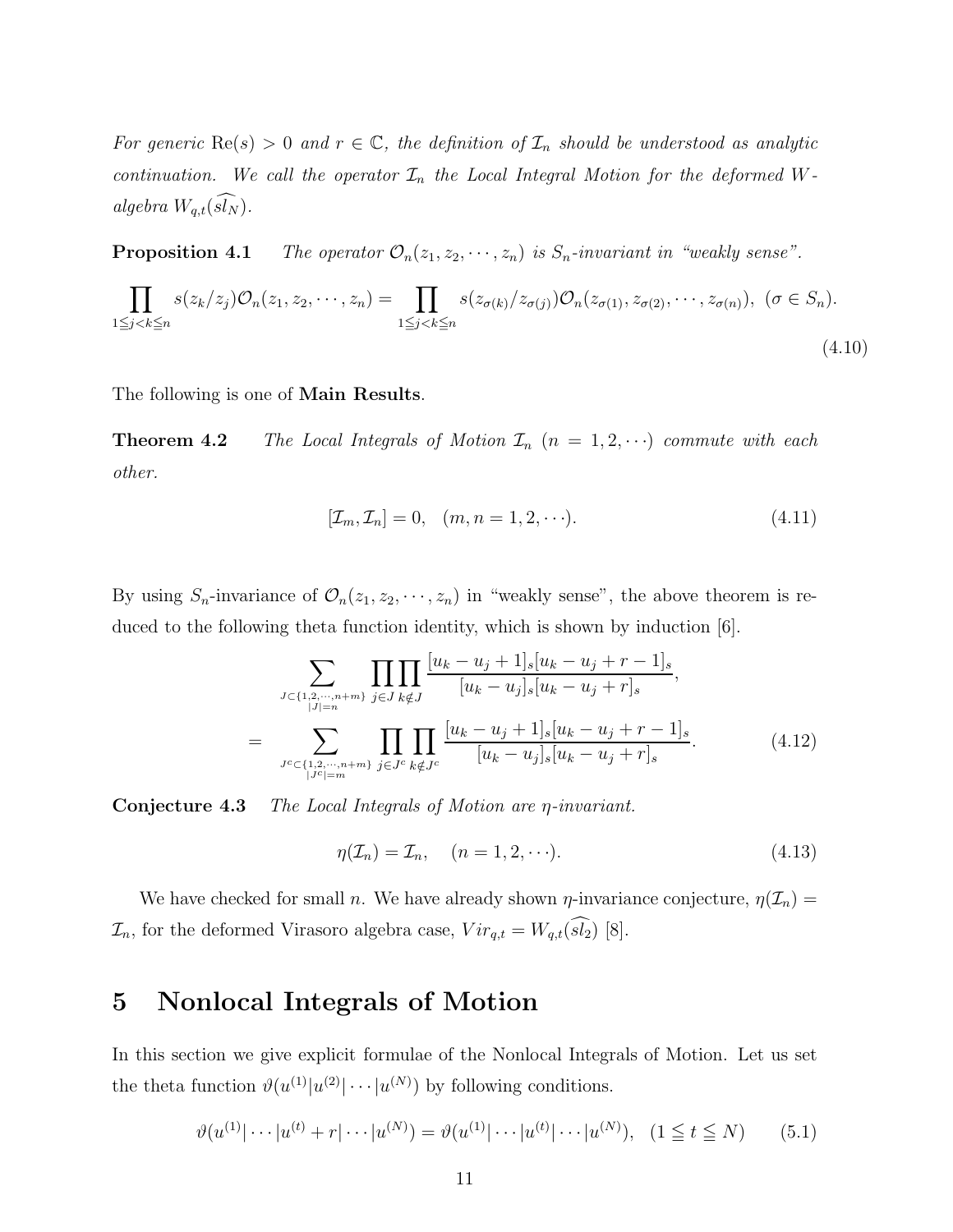*For generic* $\mathrm{Re}(s) > 0$ *and* $r \in \mathbb{C}$*, the definition of* $\mathcal{I}_n$ *should be understood as analytic continuation. We call the operator* $\mathcal{I}_n$ *the Local Integral Motion for the deformed W-algebra* $W_{q,t}(\widehat{sl_N})$*.*

**Proposition 4.1** *The operator* $\mathcal{O}_n(z_1, z_2, \cdots, z_n)$ *is* $S_n$*-invariant in "weakly sense".*

$$\prod_{1 \leqq j<k \leqq n} s(z_k/z_j)\mathcal{O}_n(z_1, z_2, \cdots, z_n) = \prod_{1 \leqq j<k \leqq n} s(z_{\sigma(k)}/z_{\sigma(j)})\mathcal{O}_n(z_{\sigma(1)}, z_{\sigma(2)}, \cdots, z_{\sigma(n)}), \ (\sigma \in S_n). \tag{4.10}$$

The following is one of **Main Results**.

**Theorem 4.2** *The Local Integrals of Motion* $\mathcal{I}_n$ $(n = 1, 2, \cdots)$ *commute with each other.*

$$[\mathcal{I}_m, \mathcal{I}_n] = 0, \quad (m, n = 1, 2, \cdots). \tag{4.11}$$

By using $S_n$-invariance of $\mathcal{O}_n(z_1, z_2, \cdots, z_n)$ in "weakly sense", the above theorem is reduced to the following theta function identity, which is shown by induction [6].

$$\begin{aligned} &\sum_{\substack{J \subset \{1,2,\cdots,n+m\} \\ |J|=n}} \prod_{j \in J} \prod_{k \notin J} \frac{[u_k - u_j + 1]_s [u_k - u_j + r - 1]_s}{[u_k - u_j]_s [u_k - u_j + r]_s}, \\ = &\sum_{\substack{J^c \subset \{1,2,\cdots,n+m\} \\ |J^c|=m}} \prod_{j \in J^c} \prod_{k \notin J^c} \frac{[u_k - u_j + 1]_s [u_k - u_j + r - 1]_s}{[u_k - u_j]_s [u_k - u_j + r]_s}. \end{aligned} \tag{4.12}$$

**Conjecture 4.3** *The Local Integrals of Motion are* $\eta$*-invariant.*

$$\eta(\mathcal{I}_n) = \mathcal{I}_n, \quad (n = 1, 2, \cdots). \tag{4.13}$$

We have checked for small $n$. We have already shown $\eta$-invariance conjecture, $\eta(\mathcal{I}_n) = \mathcal{I}_n$, for the deformed Virasoro algebra case, $Vir_{q,t} = W_{q,t}(\widehat{sl_2})$ [8].

# 5 Nonlocal Integrals of Motion

In this section we give explicit formulae of the Nonlocal Integrals of Motion. Let us set the theta function $\vartheta(u^{(1)}|u^{(2)}|\cdots|u^{(N)})$ by following conditions.

$$\vartheta(u^{(1)}|\cdots|u^{(t)} + r|\cdots|u^{(N)}) = \vartheta(u^{(1)}|\cdots|u^{(t)}|\cdots|u^{(N)}), \quad (1 \leqq t \leqq N) \tag{5.1}$$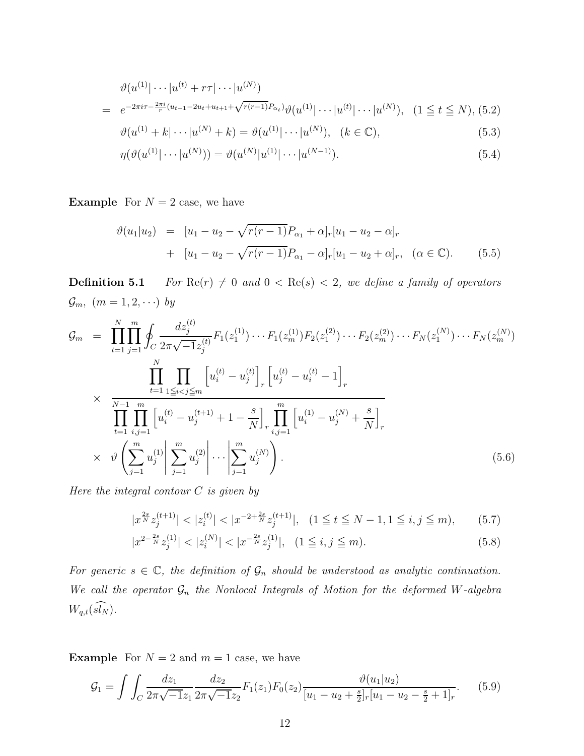$$
\begin{aligned}
& \vartheta(u^{(1)}|\cdots|u^{(t)}+r\tau|\cdots|u^{(N)}) \\
= \;& e^{-2\pi i\tau-\frac{2\pi i}{r}(u_{t-1}-2u_t+u_{t+1}+\sqrt{r(r-1)}P_{\alpha_t})}\vartheta(u^{(1)}|\cdots|u^{(t)}|\cdots|u^{(N)}), \quad (1\leqq t\leqq N), \quad (5.2)\\
& \vartheta(u^{(1)}+k|\cdots|u^{(N)}+k)=\vartheta(u^{(1)}|\cdots|u^{(N)}), \quad (k\in\mathbb{C}), \quad (5.3)\\
& \eta(\vartheta(u^{(1)}|\cdots|u^{(N)}))=\vartheta(u^{(N)}|u^{(1)}|\cdots|u^{(N-1)}). \quad (5.4)
\end{aligned}
$$

**Example** For $N=2$ case, we have

$$
\begin{aligned}
\vartheta(u_1|u_2) &= [u_1-u_2-\sqrt{r(r-1)}P_{\alpha_1}+\alpha]_r[u_1-u_2-\alpha]_r \\
&+ [u_1-u_2-\sqrt{r(r-1)}P_{\alpha_1}-\alpha]_r[u_1-u_2+\alpha]_r, \quad (\alpha\in\mathbb{C}). \quad (5.5)
\end{aligned}
$$

**Definition 5.1** *For $\mathrm{Re}(r)\neq 0$ and $0<\mathrm{Re}(s)<2$, we define a family of operators $\mathcal{G}_m,\ (m=1,2,\cdots)$ by*

$$
\begin{aligned}
\mathcal{G}_m &= \prod_{t=1}^{N}\prod_{j=1}^{m}\oint_C \frac{dz_j^{(t)}}{2\pi\sqrt{-1}z_j^{(t)}} F_1(z_1^{(1)})\cdots F_1(z_m^{(1)})F_2(z_1^{(2)})\cdots F_2(z_m^{(2)})\cdots F_N(z_1^{(N)})\cdots F_N(z_m^{(N)}) \\
&\times \frac{\displaystyle\prod_{t=1}^{N}\prod_{1\leqq i<j\leqq m}\left[u_i^{(t)}-u_j^{(t)}\right]_r\left[u_j^{(t)}-u_i^{(t)}-1\right]_r}{\displaystyle\prod_{t=1}^{N-1}\prod_{i,j=1}^{m}\left[u_i^{(t)}-u_j^{(t+1)}+1-\frac{s}{N}\right]_r\prod_{i,j=1}^{m}\left[u_i^{(1)}-u_j^{(N)}+\frac{s}{N}\right]_r} \\
&\times \vartheta\left(\sum_{j=1}^{m}u_j^{(1)}\left|\sum_{j=1}^{m}u_j^{(2)}\right|\cdots\left|\sum_{j=1}^{m}u_j^{(N)}\right.\right). \quad (5.6)
\end{aligned}
$$

*Here the integral contour $C$ is given by*

$$
\begin{aligned}
&|x^{\frac{2s}{N}}z_j^{(t+1)}|<|z_i^{(t)}|<|x^{-2+\frac{2s}{N}}z_j^{(t+1)}|, \quad (1\leqq t\leqq N-1, 1\leqq i,j\leqq m), \quad (5.7)\\
&|x^{2-\frac{2s}{N}}z_j^{(1)}|<|z_i^{(N)}|<|x^{-\frac{2s}{N}}z_j^{(1)}|, \quad (1\leqq i,j\leqq m). \quad (5.8)
\end{aligned}
$$

*For generic $s\in\mathbb{C}$, the definition of $\mathcal{G}_n$ should be understood as analytic continuation. We call the operator $\mathcal{G}_n$ the Nonlocal Integrals of Motion for the deformed $W$-algebra $W_{q,t}(\widehat{sl_N})$.*

**Example** For $N=2$ and $m=1$ case, we have

$$
\mathcal{G}_1=\int\int_C \frac{dz_1}{2\pi\sqrt{-1}z_1}\frac{dz_2}{2\pi\sqrt{-1}z_2}F_1(z_1)F_0(z_2)\frac{\vartheta(u_1|u_2)}{[u_1-u_2+\frac{s}{2}]_r[u_1-u_2-\frac{s}{2}+1]_r}. \quad (5.9)
$$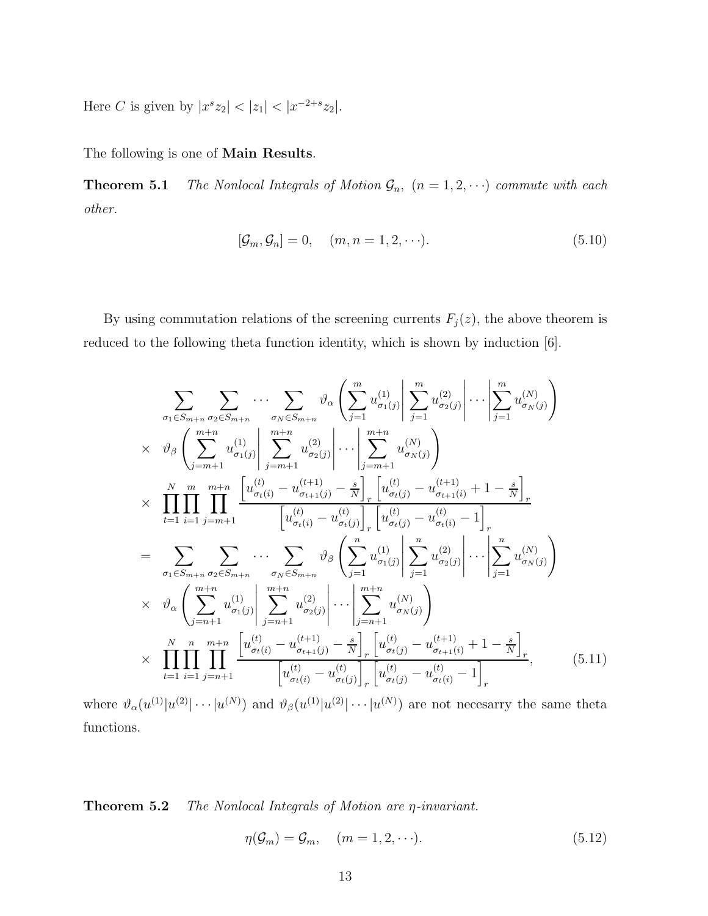Here $C$ is given by $|x^s z_2| < |z_1| < |x^{-2+s} z_2|$.

The following is one of **Main Results**.

**Theorem 5.1** *The Nonlocal Integrals of Motion $\mathcal{G}_n,\ (n = 1, 2, \cdots)$ commute with each other.*

$$[\mathcal{G}_m, \mathcal{G}_n] = 0, \quad (m, n = 1, 2, \cdots). \tag{5.10}$$

By using commutation relations of the screening currents $F_j(z)$, the above theorem is reduced to the following theta function identity, which is shown by induction [6].

$$\begin{aligned}
& \sum_{\sigma_1 \in S_{m+n}} \sum_{\sigma_2 \in S_{m+n}} \cdots \sum_{\sigma_N \in S_{m+n}} \vartheta_\alpha \left( \sum_{j=1}^{m} u^{(1)}_{\sigma_1(j)} \middle| \sum_{j=1}^{m} u^{(2)}_{\sigma_2(j)} \middle| \cdots \middle| \sum_{j=1}^{m} u^{(N)}_{\sigma_N(j)} \right) \\
\times & \ \vartheta_\beta \left( \sum_{j=m+1}^{m+n} u^{(1)}_{\sigma_1(j)} \middle| \sum_{j=m+1}^{m+n} u^{(2)}_{\sigma_2(j)} \middle| \cdots \middle| \sum_{j=m+1}^{m+n} u^{(N)}_{\sigma_N(j)} \right) \\
\times & \ \prod_{t=1}^{N} \prod_{i=1}^{m} \prod_{j=m+1}^{m+n} \frac{\left[ u^{(t)}_{\sigma_t(i)} - u^{(t+1)}_{\sigma_{t+1}(j)} - \frac{s}{N} \right]_r \left[ u^{(t)}_{\sigma_t(j)} - u^{(t+1)}_{\sigma_{t+1}(i)} + 1 - \frac{s}{N} \right]_r}{\left[ u^{(t)}_{\sigma_t(i)} - u^{(t)}_{\sigma_t(j)} \right]_r \left[ u^{(t)}_{\sigma_t(j)} - u^{(t)}_{\sigma_t(i)} - 1 \right]_r} \\
= & \sum_{\sigma_1 \in S_{m+n}} \sum_{\sigma_2 \in S_{m+n}} \cdots \sum_{\sigma_N \in S_{m+n}} \vartheta_\beta \left( \sum_{j=1}^{n} u^{(1)}_{\sigma_1(j)} \middle| \sum_{j=1}^{n} u^{(2)}_{\sigma_2(j)} \middle| \cdots \middle| \sum_{j=1}^{n} u^{(N)}_{\sigma_N(j)} \right) \\
\times & \ \vartheta_\alpha \left( \sum_{j=n+1}^{m+n} u^{(1)}_{\sigma_1(j)} \middle| \sum_{j=n+1}^{m+n} u^{(2)}_{\sigma_2(j)} \middle| \cdots \middle| \sum_{j=n+1}^{m+n} u^{(N)}_{\sigma_N(j)} \right) \\
\times & \ \prod_{t=1}^{N} \prod_{i=1}^{n} \prod_{j=n+1}^{m+n} \frac{\left[ u^{(t)}_{\sigma_t(i)} - u^{(t+1)}_{\sigma_{t+1}(j)} - \frac{s}{N} \right]_r \left[ u^{(t)}_{\sigma_t(j)} - u^{(t+1)}_{\sigma_{t+1}(i)} + 1 - \frac{s}{N} \right]_r}{\left[ u^{(t)}_{\sigma_t(i)} - u^{(t)}_{\sigma_t(j)} \right]_r \left[ u^{(t)}_{\sigma_t(j)} - u^{(t)}_{\sigma_t(i)} - 1 \right]_r},
\end{aligned} \tag{5.11}$$

where $\vartheta_\alpha(u^{(1)}|u^{(2)}|\cdots|u^{(N)})$ and $\vartheta_\beta(u^{(1)}|u^{(2)}|\cdots|u^{(N)})$ are not necesarry the same theta functions.

**Theorem 5.2** *The Nonlocal Integrals of Motion are $\eta$-invariant.*

$$\eta(\mathcal{G}_m) = \mathcal{G}_m, \quad (m = 1, 2, \cdots). \tag{5.12}$$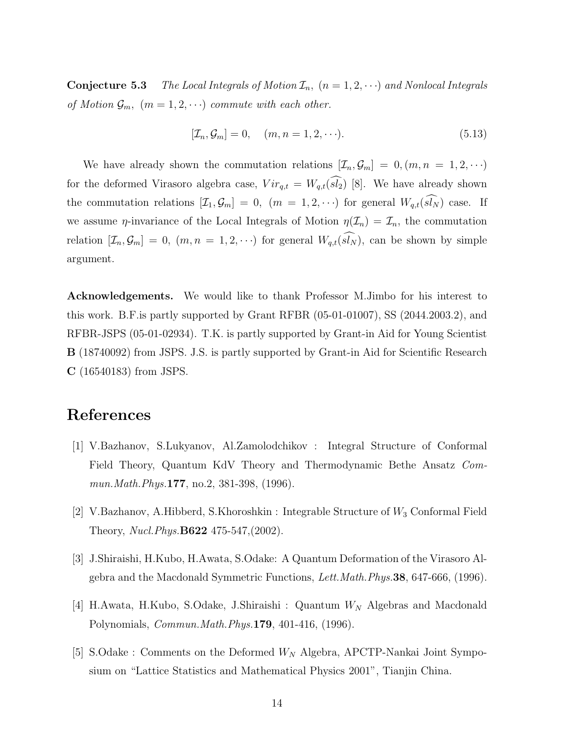**Conjecture 5.3** *The Local Integrals of Motion $\mathcal{I}_n$, $(n=1,2,\cdots)$ and Nonlocal Integrals of Motion $\mathcal{G}_m$, $(m=1,2,\cdots)$ commute with each other.*

$$[\mathcal{I}_n, \mathcal{G}_m] = 0, \quad (m,n=1,2,\cdots). \tag{5.13}$$

We have already shown the commutation relations $[\mathcal{I}_n, \mathcal{G}_m] = 0, (m,n=1,2,\cdots)$ for the deformed Virasoro algebra case, $Vir_{q,t} = W_{q,t}(\widehat{sl_2})$ [8]. We have already shown the commutation relations $[\mathcal{I}_1, \mathcal{G}_m] = 0$, $(m=1,2,\cdots)$ for general $W_{q,t}(\widehat{sl_N})$ case. If we assume $\eta$-invariance of the Local Integrals of Motion $\eta(\mathcal{I}_n) = \mathcal{I}_n$, the commutation relation $[\mathcal{I}_n, \mathcal{G}_m] = 0$, $(m,n=1,2,\cdots)$ for general $W_{q,t}(\widehat{sl_N})$, can be shown by simple argument.

**Acknowledgements.** We would like to thank Professor M.Jimbo for his interest to this work. B.F.is partly supported by Grant RFBR (05-01-01007), SS (2044.2003.2), and RFBR-JSPS (05-01-02934). T.K. is partly supported by Grant-in Aid for Young Scientist **B** (18740092) from JSPS. J.S. is partly supported by Grant-in Aid for Scientific Research **C** (16540183) from JSPS.

# References

[1] V.Bazhanov, S.Lukyanov, Al.Zamolodchikov : Integral Structure of Conformal Field Theory, Quantum KdV Theory and Thermodynamic Bethe Ansatz *Commun.Math.Phys.***177**, no.2, 381-398, (1996).

[2] V.Bazhanov, A.Hibberd, S.Khoroshkin : Integrable Structure of $W_3$ Conformal Field Theory, *Nucl.Phys.***B622** 475-547,(2002).

[3] J.Shiraishi, H.Kubo, H.Awata, S.Odake: A Quantum Deformation of the Virasoro Algebra and the Macdonald Symmetric Functions, *Lett.Math.Phys.***38**, 647-666, (1996).

[4] H.Awata, H.Kubo, S.Odake, J.Shiraishi : Quantum $W_N$ Algebras and Macdonald Polynomials, *Commun.Math.Phys.***179**, 401-416, (1996).

[5] S.Odake : Comments on the Deformed $W_N$ Algebra, APCTP-Nankai Joint Symposium on "Lattice Statistics and Mathematical Physics 2001", Tianjin China.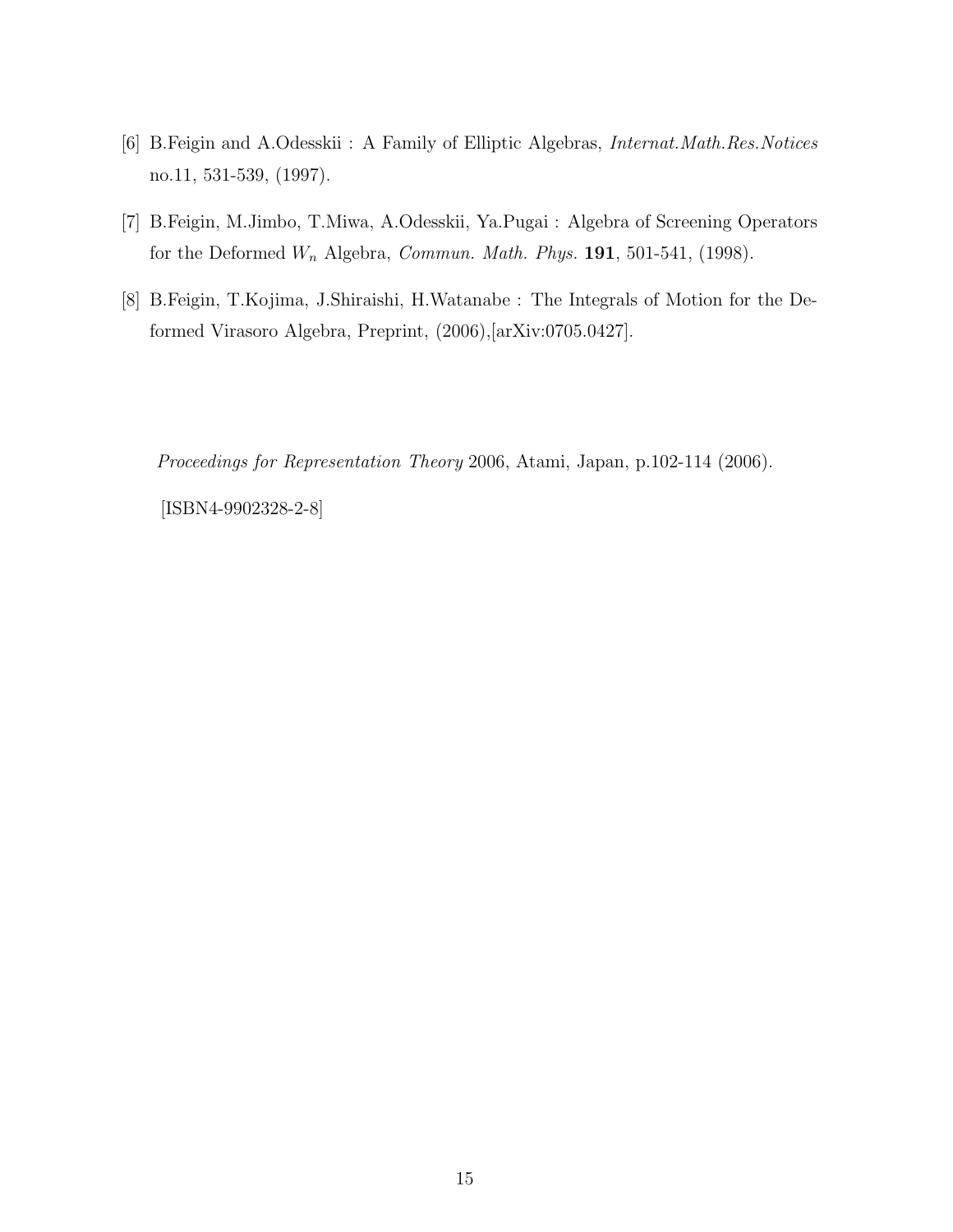[6] B.Feigin and A.Odesskii : A Family of Elliptic Algebras, *Internat.Math.Res.Notices* no.11, 531-539, (1997).

[7] B.Feigin, M.Jimbo, T.Miwa, A.Odesskii, Ya.Pugai : Algebra of Screening Operators for the Deformed $W_n$ Algebra, *Commun. Math. Phys.* **191**, 501-541, (1998).

[8] B.Feigin, T.Kojima, J.Shiraishi, H.Watanabe : The Integrals of Motion for the Deformed Virasoro Algebra, Preprint, (2006),[arXiv:0705.0427].

*Proceedings for Representation Theory* 2006, Atami, Japan, p.102-114 (2006).

[ISBN4-9902328-2-8]